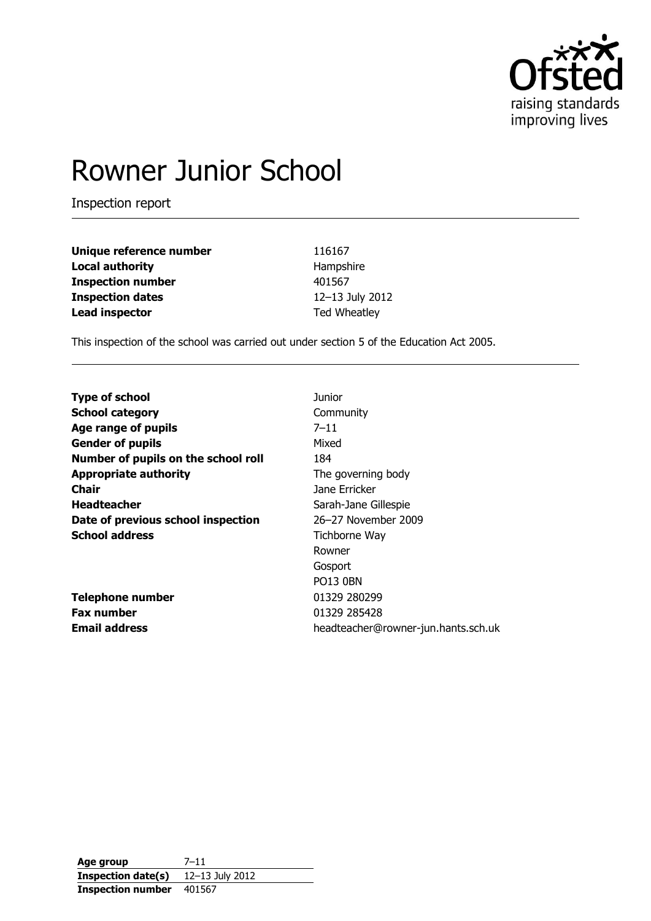# Rowner Junior School

Inspection report

| | |
|---|---|
| **Unique reference number** | 116167 |
| **Local authority** | Hampshire |
| **Inspection number** | 401567 |
| **Inspection dates** | 12–13 July 2012 |
| **Lead inspector** | Ted Wheatley |

This inspection of the school was carried out under section 5 of the Education Act 2005.

| | |
|---|---|
| **Type of school** | Junior |
| **School category** | Community |
| **Age range of pupils** | 7–11 |
| **Gender of pupils** | Mixed |
| **Number of pupils on the school roll** | 184 |
| **Appropriate authority** | The governing body |
| **Chair** | Jane Erricker |
| **Headteacher** | Sarah-Jane Gillespie |
| **Date of previous school inspection** | 26–27 November 2009 |
| **School address** | Tichborne Way<br>Rowner<br>Gosport<br>PO13 0BN |
| **Telephone number** | 01329 280299 |
| **Fax number** | 01329 285428 |
| **Email address** | headteacher@rowner-jun.hants.sch.uk |

| | |
|---|---|
| **Age group** | 7–11 |
| **Inspection date(s)** | 12–13 July 2012 |
| **Inspection number** | 401567 |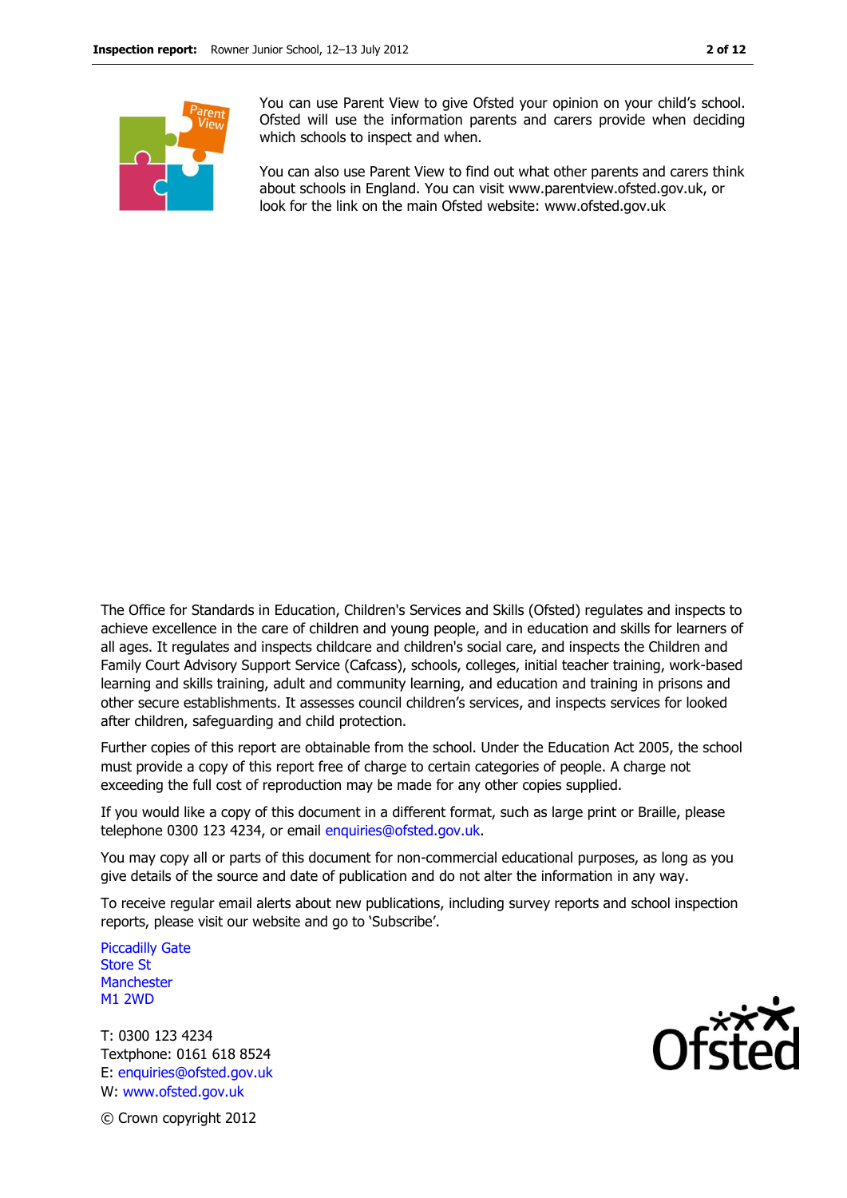You can use Parent View to give Ofsted your opinion on your child's school. Ofsted will use the information parents and carers provide when deciding which schools to inspect and when.

You can also use Parent View to find out what other parents and carers think about schools in England. You can visit www.parentview.ofsted.gov.uk, or look for the link on the main Ofsted website: www.ofsted.gov.uk

The Office for Standards in Education, Children's Services and Skills (Ofsted) regulates and inspects to achieve excellence in the care of children and young people, and in education and skills for learners of all ages. It regulates and inspects childcare and children's social care, and inspects the Children and Family Court Advisory Support Service (Cafcass), schools, colleges, initial teacher training, work-based learning and skills training, adult and community learning, and education and training in prisons and other secure establishments. It assesses council children's services, and inspects services for looked after children, safeguarding and child protection.

Further copies of this report are obtainable from the school. Under the Education Act 2005, the school must provide a copy of this report free of charge to certain categories of people. A charge not exceeding the full cost of reproduction may be made for any other copies supplied.

If you would like a copy of this document in a different format, such as large print or Braille, please telephone 0300 123 4234, or email enquiries@ofsted.gov.uk.

You may copy all or parts of this document for non-commercial educational purposes, as long as you give details of the source and date of publication and do not alter the information in any way.

To receive regular email alerts about new publications, including survey reports and school inspection reports, please visit our website and go to 'Subscribe'.

Piccadilly Gate
Store St
Manchester
M1 2WD

T: 0300 123 4234
Textphone: 0161 618 8524
E: enquiries@ofsted.gov.uk
W: www.ofsted.gov.uk

© Crown copyright 2012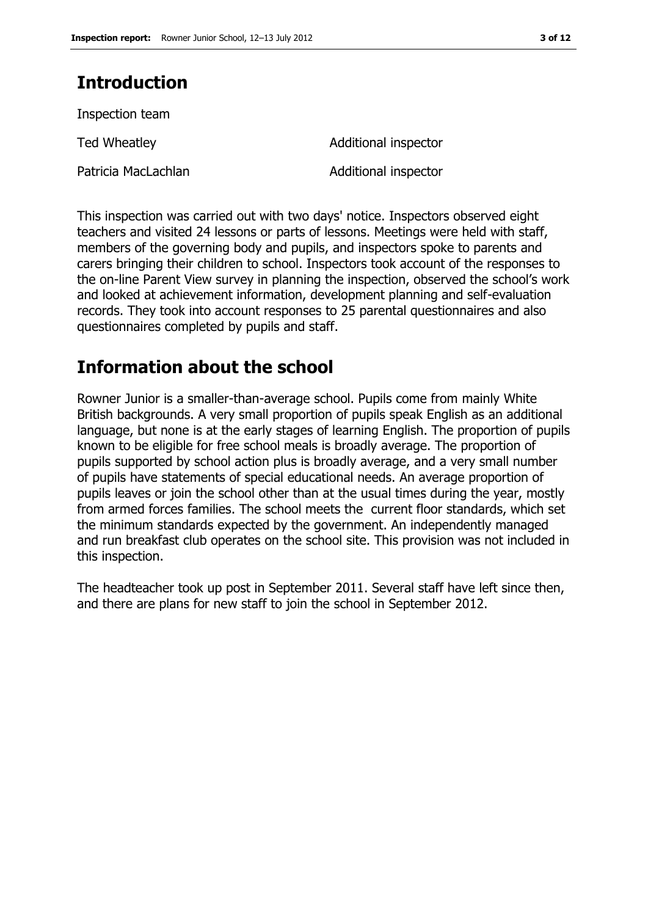## Introduction

Inspection team

| | |
|---|---|
| Ted Wheatley | Additional inspector |
| Patricia MacLachlan | Additional inspector |

This inspection was carried out with two days' notice. Inspectors observed eight teachers and visited 24 lessons or parts of lessons. Meetings were held with staff, members of the governing body and pupils, and inspectors spoke to parents and carers bringing their children to school. Inspectors took account of the responses to the on-line Parent View survey in planning the inspection, observed the school's work and looked at achievement information, development planning and self-evaluation records. They took into account responses to 25 parental questionnaires and also questionnaires completed by pupils and staff.

## Information about the school

Rowner Junior is a smaller-than-average school. Pupils come from mainly White British backgrounds. A very small proportion of pupils speak English as an additional language, but none is at the early stages of learning English. The proportion of pupils known to be eligible for free school meals is broadly average. The proportion of pupils supported by school action plus is broadly average, and a very small number of pupils have statements of special educational needs. An average proportion of pupils leaves or join the school other than at the usual times during the year, mostly from armed forces families. The school meets the current floor standards, which set the minimum standards expected by the government. An independently managed and run breakfast club operates on the school site. This provision was not included in this inspection.

The headteacher took up post in September 2011. Several staff have left since then, and there are plans for new staff to join the school in September 2012.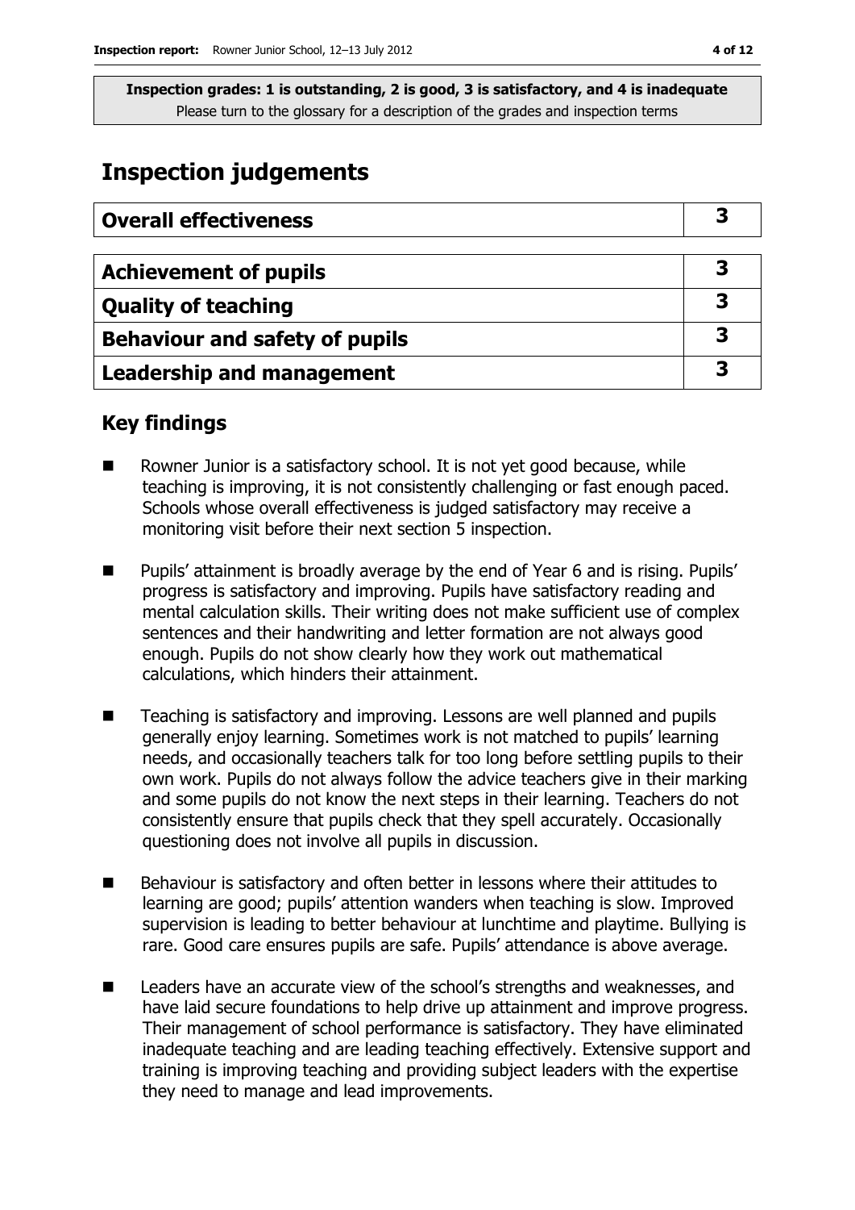**Inspection grades: 1 is outstanding, 2 is good, 3 is satisfactory, and 4 is inadequate**
Please turn to the glossary for a description of the grades and inspection terms

# Inspection judgements

| **Overall effectiveness** | **3** |
|---|---|

| **Achievement of pupils** | **3** |
|---|---|
| **Quality of teaching** | **3** |
| **Behaviour and safety of pupils** | **3** |
| **Leadership and management** | **3** |

## Key findings

- Rowner Junior is a satisfactory school. It is not yet good because, while teaching is improving, it is not consistently challenging or fast enough paced. Schools whose overall effectiveness is judged satisfactory may receive a monitoring visit before their next section 5 inspection.
- Pupils' attainment is broadly average by the end of Year 6 and is rising. Pupils' progress is satisfactory and improving. Pupils have satisfactory reading and mental calculation skills. Their writing does not make sufficient use of complex sentences and their handwriting and letter formation are not always good enough. Pupils do not show clearly how they work out mathematical calculations, which hinders their attainment.
- Teaching is satisfactory and improving. Lessons are well planned and pupils generally enjoy learning. Sometimes work is not matched to pupils' learning needs, and occasionally teachers talk for too long before settling pupils to their own work. Pupils do not always follow the advice teachers give in their marking and some pupils do not know the next steps in their learning. Teachers do not consistently ensure that pupils check that they spell accurately. Occasionally questioning does not involve all pupils in discussion.
- Behaviour is satisfactory and often better in lessons where their attitudes to learning are good; pupils' attention wanders when teaching is slow. Improved supervision is leading to better behaviour at lunchtime and playtime. Bullying is rare. Good care ensures pupils are safe. Pupils' attendance is above average.
- Leaders have an accurate view of the school's strengths and weaknesses, and have laid secure foundations to help drive up attainment and improve progress. Their management of school performance is satisfactory. They have eliminated inadequate teaching and are leading teaching effectively. Extensive support and training is improving teaching and providing subject leaders with the expertise they need to manage and lead improvements.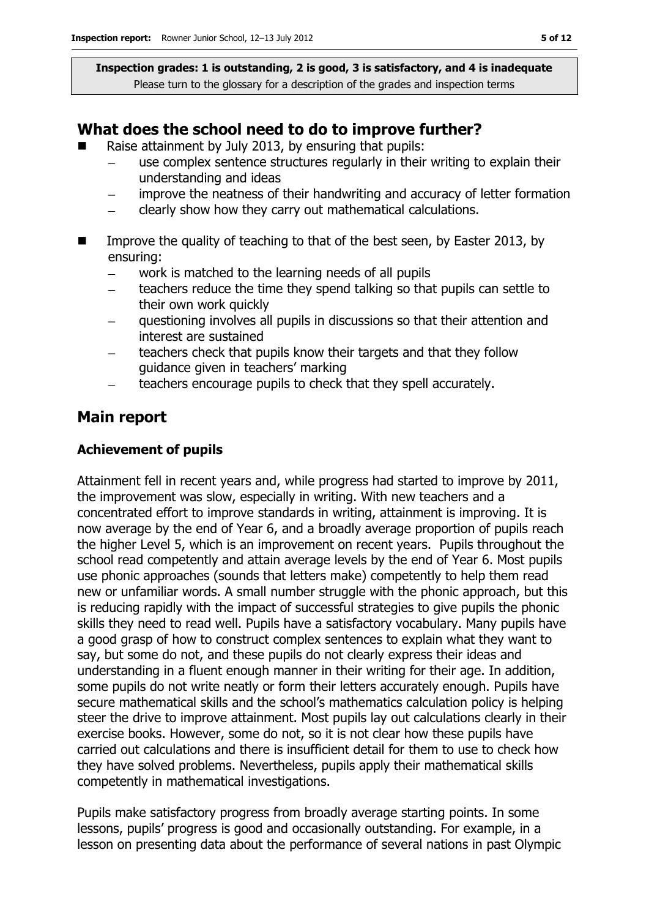**Inspection grades: 1 is outstanding, 2 is good, 3 is satisfactory, and 4 is inadequate**
Please turn to the glossary for a description of the grades and inspection terms

## What does the school need to do to improve further?

- Raise attainment by July 2013, by ensuring that pupils:
  - use complex sentence structures regularly in their writing to explain their understanding and ideas
  - improve the neatness of their handwriting and accuracy of letter formation
  - clearly show how they carry out mathematical calculations.
- Improve the quality of teaching to that of the best seen, by Easter 2013, by ensuring:
  - work is matched to the learning needs of all pupils
  - teachers reduce the time they spend talking so that pupils can settle to their own work quickly
  - questioning involves all pupils in discussions so that their attention and interest are sustained
  - teachers check that pupils know their targets and that they follow guidance given in teachers' marking
  - teachers encourage pupils to check that they spell accurately.

## Main report

### Achievement of pupils

Attainment fell in recent years and, while progress had started to improve by 2011, the improvement was slow, especially in writing. With new teachers and a concentrated effort to improve standards in writing, attainment is improving. It is now average by the end of Year 6, and a broadly average proportion of pupils reach the higher Level 5, which is an improvement on recent years. Pupils throughout the school read competently and attain average levels by the end of Year 6. Most pupils use phonic approaches (sounds that letters make) competently to help them read new or unfamiliar words. A small number struggle with the phonic approach, but this is reducing rapidly with the impact of successful strategies to give pupils the phonic skills they need to read well. Pupils have a satisfactory vocabulary. Many pupils have a good grasp of how to construct complex sentences to explain what they want to say, but some do not, and these pupils do not clearly express their ideas and understanding in a fluent enough manner in their writing for their age. In addition, some pupils do not write neatly or form their letters accurately enough. Pupils have secure mathematical skills and the school's mathematics calculation policy is helping steer the drive to improve attainment. Most pupils lay out calculations clearly in their exercise books. However, some do not, so it is not clear how these pupils have carried out calculations and there is insufficient detail for them to use to check how they have solved problems. Nevertheless, pupils apply their mathematical skills competently in mathematical investigations.

Pupils make satisfactory progress from broadly average starting points. In some lessons, pupils' progress is good and occasionally outstanding. For example, in a lesson on presenting data about the performance of several nations in past Olympic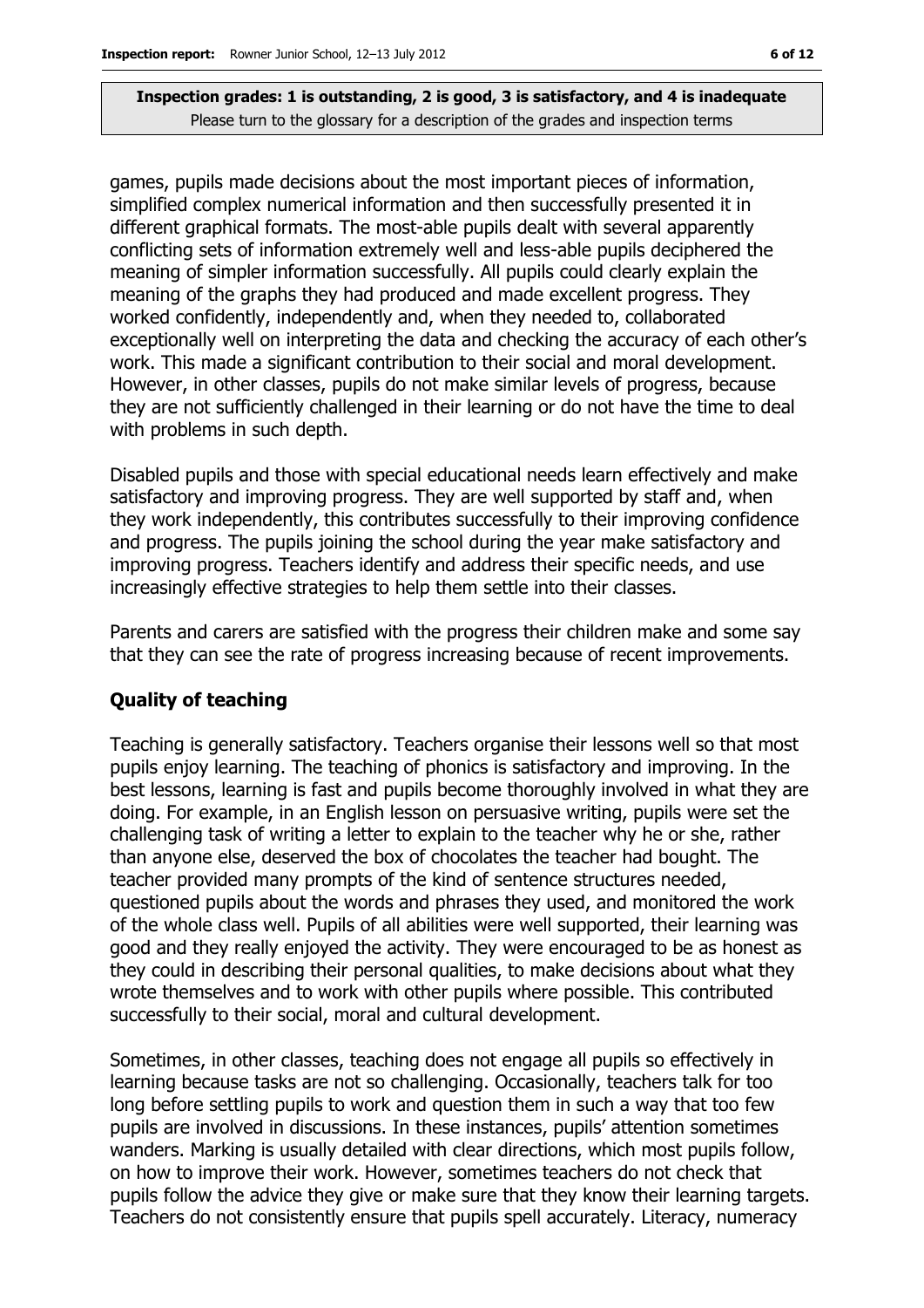games, pupils made decisions about the most important pieces of information, simplified complex numerical information and then successfully presented it in different graphical formats. The most-able pupils dealt with several apparently conflicting sets of information extremely well and less-able pupils deciphered the meaning of simpler information successfully. All pupils could clearly explain the meaning of the graphs they had produced and made excellent progress. They worked confidently, independently and, when they needed to, collaborated exceptionally well on interpreting the data and checking the accuracy of each other's work. This made a significant contribution to their social and moral development. However, in other classes, pupils do not make similar levels of progress, because they are not sufficiently challenged in their learning or do not have the time to deal with problems in such depth.

Disabled pupils and those with special educational needs learn effectively and make satisfactory and improving progress. They are well supported by staff and, when they work independently, this contributes successfully to their improving confidence and progress. The pupils joining the school during the year make satisfactory and improving progress. Teachers identify and address their specific needs, and use increasingly effective strategies to help them settle into their classes.

Parents and carers are satisfied with the progress their children make and some say that they can see the rate of progress increasing because of recent improvements.

## Quality of teaching

Teaching is generally satisfactory. Teachers organise their lessons well so that most pupils enjoy learning. The teaching of phonics is satisfactory and improving. In the best lessons, learning is fast and pupils become thoroughly involved in what they are doing. For example, in an English lesson on persuasive writing, pupils were set the challenging task of writing a letter to explain to the teacher why he or she, rather than anyone else, deserved the box of chocolates the teacher had bought. The teacher provided many prompts of the kind of sentence structures needed, questioned pupils about the words and phrases they used, and monitored the work of the whole class well. Pupils of all abilities were well supported, their learning was good and they really enjoyed the activity. They were encouraged to be as honest as they could in describing their personal qualities, to make decisions about what they wrote themselves and to work with other pupils where possible. This contributed successfully to their social, moral and cultural development.

Sometimes, in other classes, teaching does not engage all pupils so effectively in learning because tasks are not so challenging. Occasionally, teachers talk for too long before settling pupils to work and question them in such a way that too few pupils are involved in discussions. In these instances, pupils' attention sometimes wanders. Marking is usually detailed with clear directions, which most pupils follow, on how to improve their work. However, sometimes teachers do not check that pupils follow the advice they give or make sure that they know their learning targets. Teachers do not consistently ensure that pupils spell accurately. Literacy, numeracy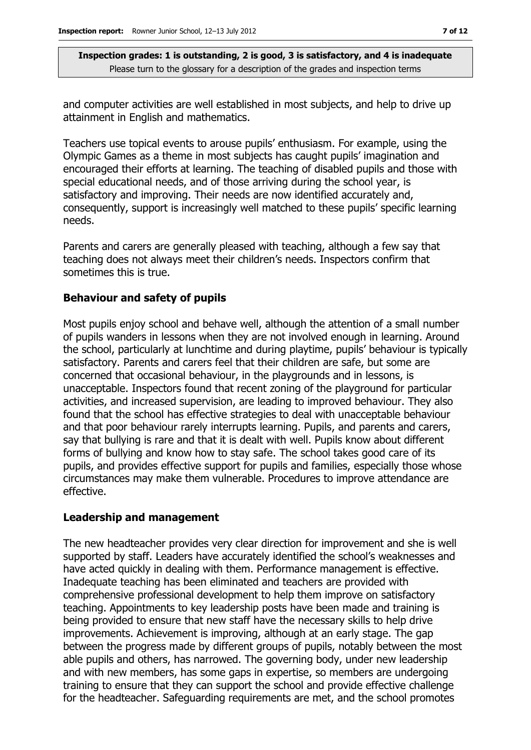and computer activities are well established in most subjects, and help to drive up attainment in English and mathematics.

Teachers use topical events to arouse pupils' enthusiasm. For example, using the Olympic Games as a theme in most subjects has caught pupils' imagination and encouraged their efforts at learning. The teaching of disabled pupils and those with special educational needs, and of those arriving during the school year, is satisfactory and improving. Their needs are now identified accurately and, consequently, support is increasingly well matched to these pupils' specific learning needs.

Parents and carers are generally pleased with teaching, although a few say that teaching does not always meet their children's needs. Inspectors confirm that sometimes this is true.

### Behaviour and safety of pupils

Most pupils enjoy school and behave well, although the attention of a small number of pupils wanders in lessons when they are not involved enough in learning. Around the school, particularly at lunchtime and during playtime, pupils' behaviour is typically satisfactory. Parents and carers feel that their children are safe, but some are concerned that occasional behaviour, in the playgrounds and in lessons, is unacceptable. Inspectors found that recent zoning of the playground for particular activities, and increased supervision, are leading to improved behaviour. They also found that the school has effective strategies to deal with unacceptable behaviour and that poor behaviour rarely interrupts learning. Pupils, and parents and carers, say that bullying is rare and that it is dealt with well. Pupils know about different forms of bullying and know how to stay safe. The school takes good care of its pupils, and provides effective support for pupils and families, especially those whose circumstances may make them vulnerable. Procedures to improve attendance are effective.

### Leadership and management

The new headteacher provides very clear direction for improvement and she is well supported by staff. Leaders have accurately identified the school's weaknesses and have acted quickly in dealing with them. Performance management is effective. Inadequate teaching has been eliminated and teachers are provided with comprehensive professional development to help them improve on satisfactory teaching. Appointments to key leadership posts have been made and training is being provided to ensure that new staff have the necessary skills to help drive improvements. Achievement is improving, although at an early stage. The gap between the progress made by different groups of pupils, notably between the most able pupils and others, has narrowed. The governing body, under new leadership and with new members, has some gaps in expertise, so members are undergoing training to ensure that they can support the school and provide effective challenge for the headteacher. Safeguarding requirements are met, and the school promotes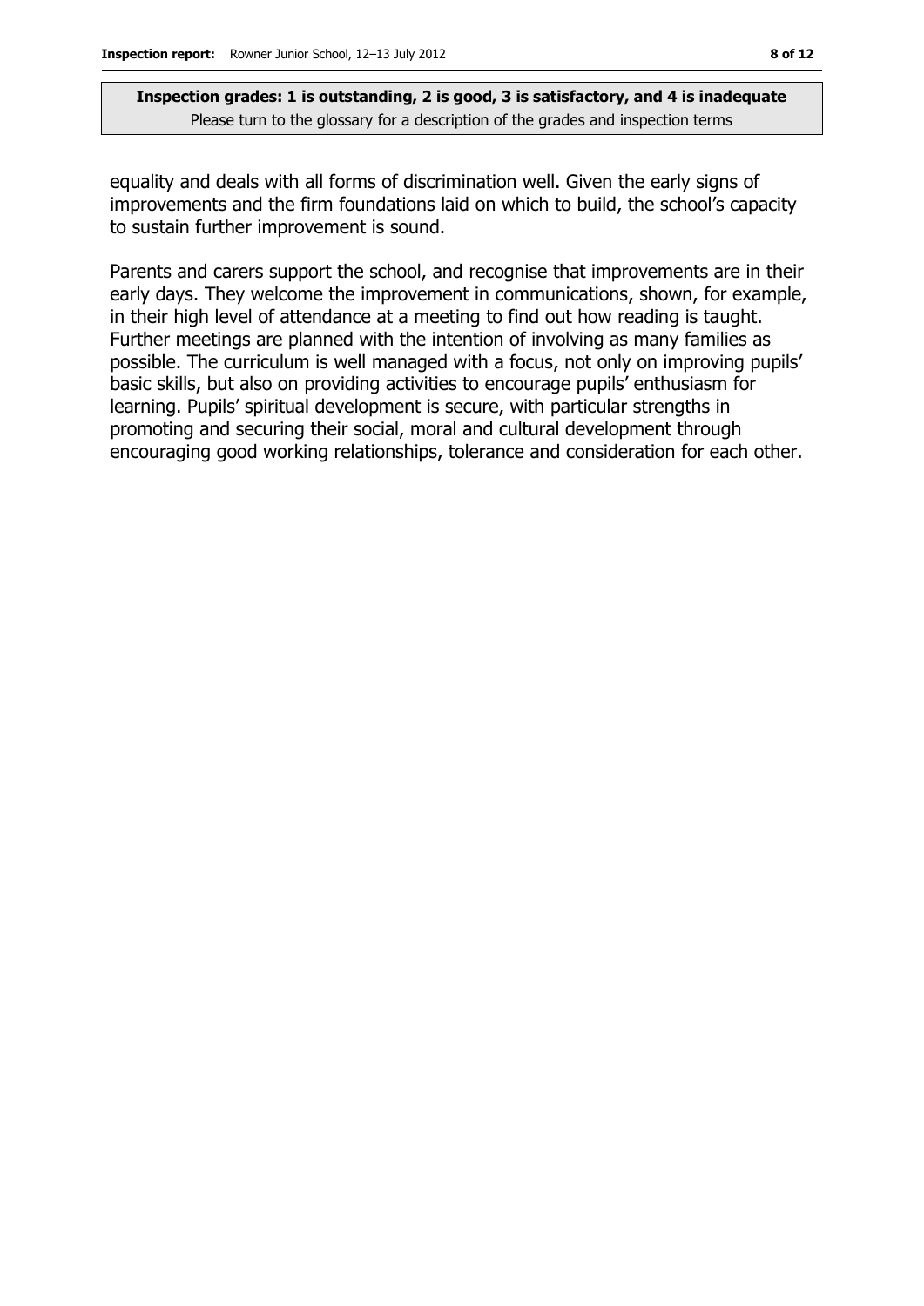equality and deals with all forms of discrimination well. Given the early signs of improvements and the firm foundations laid on which to build, the school's capacity to sustain further improvement is sound.

Parents and carers support the school, and recognise that improvements are in their early days. They welcome the improvement in communications, shown, for example, in their high level of attendance at a meeting to find out how reading is taught. Further meetings are planned with the intention of involving as many families as possible. The curriculum is well managed with a focus, not only on improving pupils' basic skills, but also on providing activities to encourage pupils' enthusiasm for learning. Pupils' spiritual development is secure, with particular strengths in promoting and securing their social, moral and cultural development through encouraging good working relationships, tolerance and consideration for each other.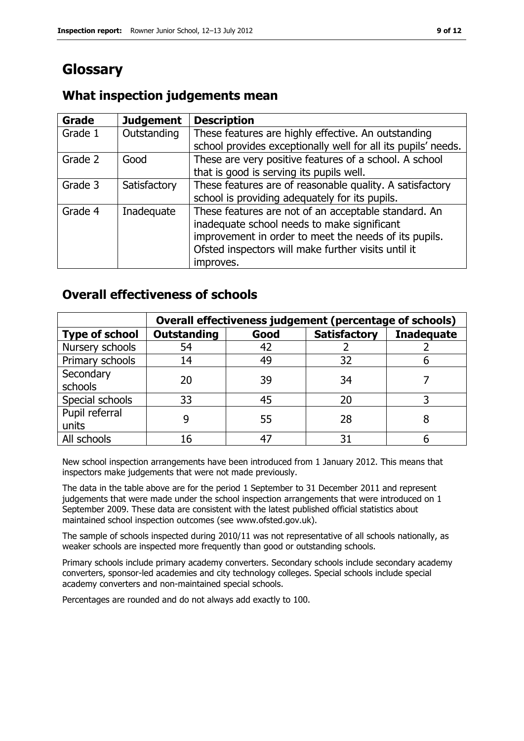# Glossary

## What inspection judgements mean

| Grade | Judgement | Description |
|---|---|---|
| Grade 1 | Outstanding | These features are highly effective. An outstanding school provides exceptionally well for all its pupils' needs. |
| Grade 2 | Good | These are very positive features of a school. A school that is good is serving its pupils well. |
| Grade 3 | Satisfactory | These features are of reasonable quality. A satisfactory school is providing adequately for its pupils. |
| Grade 4 | Inadequate | These features are not of an acceptable standard. An inadequate school needs to make significant improvement in order to meet the needs of its pupils. Ofsted inspectors will make further visits until it improves. |

## Overall effectiveness of schools

| | Overall effectiveness judgement (percentage of schools) | | | |
|---|---|---|---|---|
| **Type of school** | **Outstanding** | **Good** | **Satisfactory** | **Inadequate** |
| Nursery schools | 54 | 42 | 2 | 2 |
| Primary schools | 14 | 49 | 32 | 6 |
| Secondary schools | 20 | 39 | 34 | 7 |
| Special schools | 33 | 45 | 20 | 3 |
| Pupil referral units | 9 | 55 | 28 | 8 |
| All schools | 16 | 47 | 31 | 6 |

New school inspection arrangements have been introduced from 1 January 2012. This means that inspectors make judgements that were not made previously.

The data in the table above are for the period 1 September to 31 December 2011 and represent judgements that were made under the school inspection arrangements that were introduced on 1 September 2009. These data are consistent with the latest published official statistics about maintained school inspection outcomes (see www.ofsted.gov.uk).

The sample of schools inspected during 2010/11 was not representative of all schools nationally, as weaker schools are inspected more frequently than good or outstanding schools.

Primary schools include primary academy converters. Secondary schools include secondary academy converters, sponsor-led academies and city technology colleges. Special schools include special academy converters and non-maintained special schools.

Percentages are rounded and do not always add exactly to 100.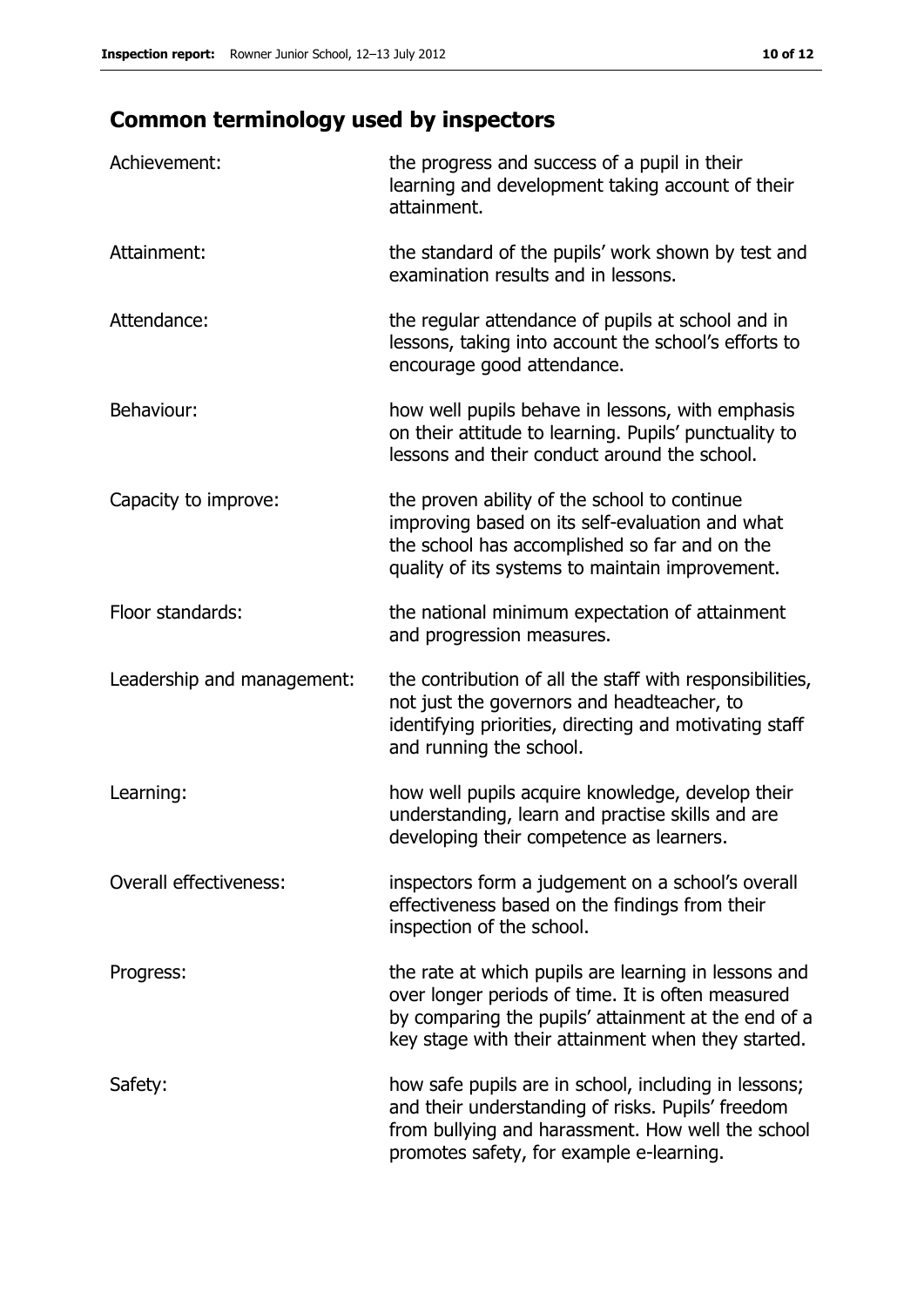## Common terminology used by inspectors

| | |
|---|---|
| Achievement: | the progress and success of a pupil in their learning and development taking account of their attainment. |
| Attainment: | the standard of the pupils' work shown by test and examination results and in lessons. |
| Attendance: | the regular attendance of pupils at school and in lessons, taking into account the school's efforts to encourage good attendance. |
| Behaviour: | how well pupils behave in lessons, with emphasis on their attitude to learning. Pupils' punctuality to lessons and their conduct around the school. |
| Capacity to improve: | the proven ability of the school to continue improving based on its self-evaluation and what the school has accomplished so far and on the quality of its systems to maintain improvement. |
| Floor standards: | the national minimum expectation of attainment and progression measures. |
| Leadership and management: | the contribution of all the staff with responsibilities, not just the governors and headteacher, to identifying priorities, directing and motivating staff and running the school. |
| Learning: | how well pupils acquire knowledge, develop their understanding, learn and practise skills and are developing their competence as learners. |
| Overall effectiveness: | inspectors form a judgement on a school's overall effectiveness based on the findings from their inspection of the school. |
| Progress: | the rate at which pupils are learning in lessons and over longer periods of time. It is often measured by comparing the pupils' attainment at the end of a key stage with their attainment when they started. |
| Safety: | how safe pupils are in school, including in lessons; and their understanding of risks. Pupils' freedom from bullying and harassment. How well the school promotes safety, for example e-learning. |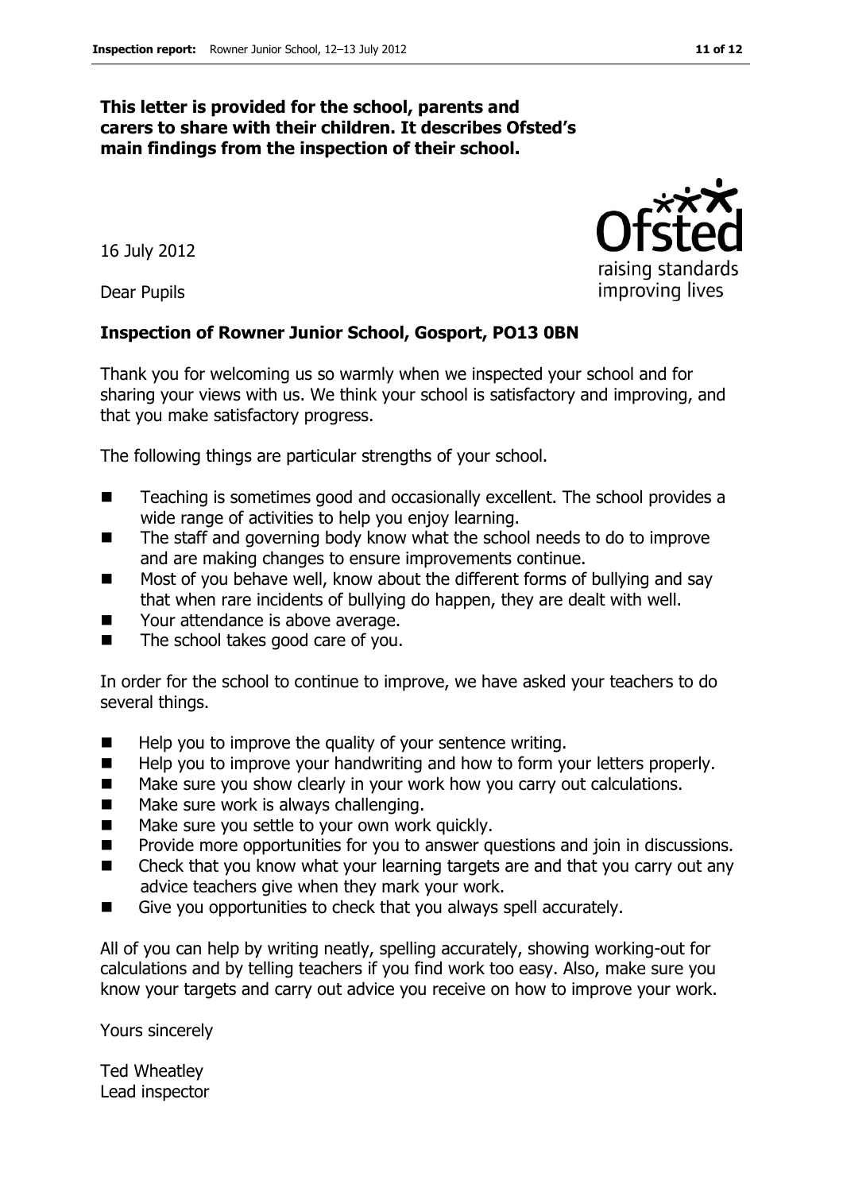**This letter is provided for the school, parents and carers to share with their children. It describes Ofsted's main findings from the inspection of their school.**

16 July 2012

Dear Pupils

**Inspection of Rowner Junior School, Gosport, PO13 0BN**

Thank you for welcoming us so warmly when we inspected your school and for sharing your views with us. We think your school is satisfactory and improving, and that you make satisfactory progress.

The following things are particular strengths of your school.

- Teaching is sometimes good and occasionally excellent. The school provides a wide range of activities to help you enjoy learning.
- The staff and governing body know what the school needs to do to improve and are making changes to ensure improvements continue.
- Most of you behave well, know about the different forms of bullying and say that when rare incidents of bullying do happen, they are dealt with well.
- Your attendance is above average.
- The school takes good care of you.

In order for the school to continue to improve, we have asked your teachers to do several things.

- Help you to improve the quality of your sentence writing.
- Help you to improve your handwriting and how to form your letters properly.
- Make sure you show clearly in your work how you carry out calculations.
- Make sure work is always challenging.
- Make sure you settle to your own work quickly.
- Provide more opportunities for you to answer questions and join in discussions.
- Check that you know what your learning targets are and that you carry out any advice teachers give when they mark your work.
- Give you opportunities to check that you always spell accurately.

All of you can help by writing neatly, spelling accurately, showing working-out for calculations and by telling teachers if you find work too easy. Also, make sure you know your targets and carry out advice you receive on how to improve your work.

Yours sincerely

Ted Wheatley
Lead inspector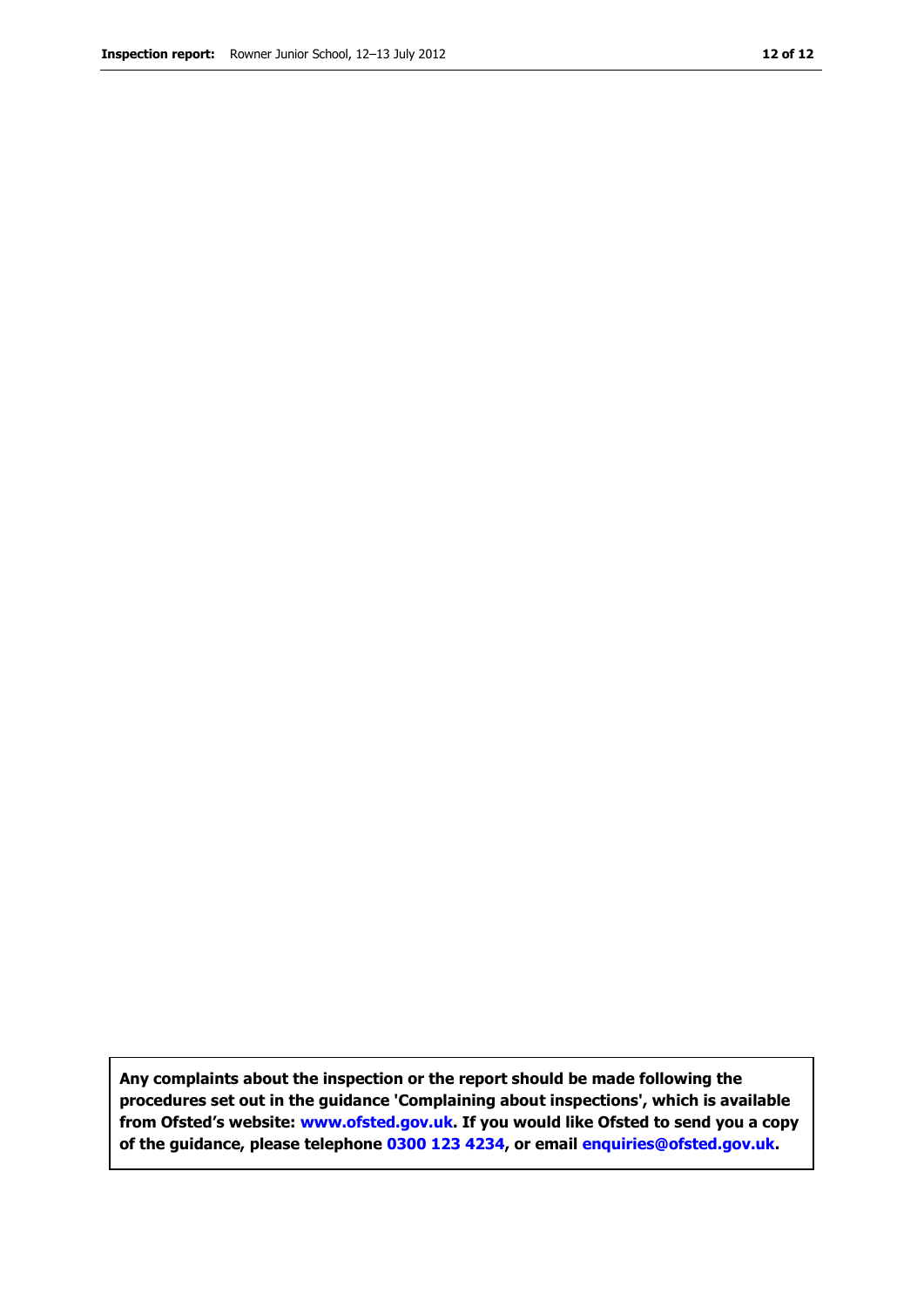**Any complaints about the inspection or the report should be made following the procedures set out in the guidance 'Complaining about inspections', which is available from Ofsted's website: www.ofsted.gov.uk. If you would like Ofsted to send you a copy of the guidance, please telephone 0300 123 4234, or email enquiries@ofsted.gov.uk.**